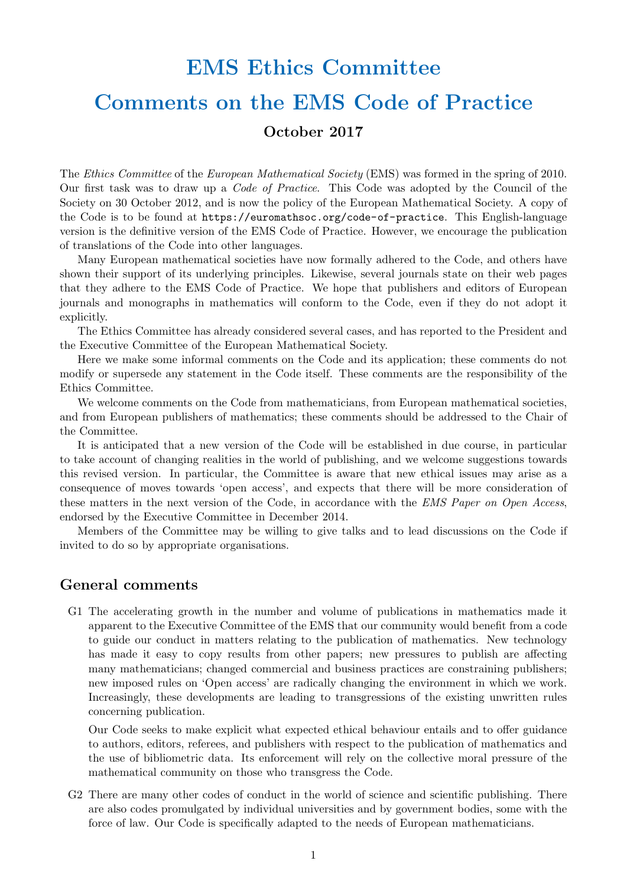# EMS Ethics Committee

# Comments on the EMS Code of Practice

## October 2017

The *Ethics Committee* of the *European Mathematical Society* (EMS) was formed in the spring of 2010. Our first task was to draw up a *Code of Practice*. This Code was adopted by the Council of the Society on 30 October 2012, and is now the policy of the European Mathematical Society. A copy of the Code is to be found at `https://euromathsoc.org/code-of-practice`. This English-language version is the definitive version of the EMS Code of Practice. However, we encourage the publication of translations of the Code into other languages.

Many European mathematical societies have now formally adhered to the Code, and others have shown their support of its underlying principles. Likewise, several journals state on their web pages that they adhere to the EMS Code of Practice. We hope that publishers and editors of European journals and monographs in mathematics will conform to the Code, even if they do not adopt it explicitly.

The Ethics Committee has already considered several cases, and has reported to the President and the Executive Committee of the European Mathematical Society.

Here we make some informal comments on the Code and its application; these comments do not modify or supersede any statement in the Code itself. These comments are the responsibility of the Ethics Committee.

We welcome comments on the Code from mathematicians, from European mathematical societies, and from European publishers of mathematics; these comments should be addressed to the Chair of the Committee.

It is anticipated that a new version of the Code will be established in due course, in particular to take account of changing realities in the world of publishing, and we welcome suggestions towards this revised version. In particular, the Committee is aware that new ethical issues may arise as a consequence of moves towards 'open access', and expects that there will be more consideration of these matters in the next version of the Code, in accordance with the *EMS Paper on Open Access*, endorsed by the Executive Committee in December 2014.

Members of the Committee may be willing to give talks and to lead discussions on the Code if invited to do so by appropriate organisations.

## General comments

G1 The accelerating growth in the number and volume of publications in mathematics made it apparent to the Executive Committee of the EMS that our community would benefit from a code to guide our conduct in matters relating to the publication of mathematics. New technology has made it easy to copy results from other papers; new pressures to publish are affecting many mathematicians; changed commercial and business practices are constraining publishers; new imposed rules on 'Open access' are radically changing the environment in which we work. Increasingly, these developments are leading to transgressions of the existing unwritten rules concerning publication.

Our Code seeks to make explicit what expected ethical behaviour entails and to offer guidance to authors, editors, referees, and publishers with respect to the publication of mathematics and the use of bibliometric data. Its enforcement will rely on the collective moral pressure of the mathematical community on those who transgress the Code.

G2 There are many other codes of conduct in the world of science and scientific publishing. There are also codes promulgated by individual universities and by government bodies, some with the force of law. Our Code is specifically adapted to the needs of European mathematicians.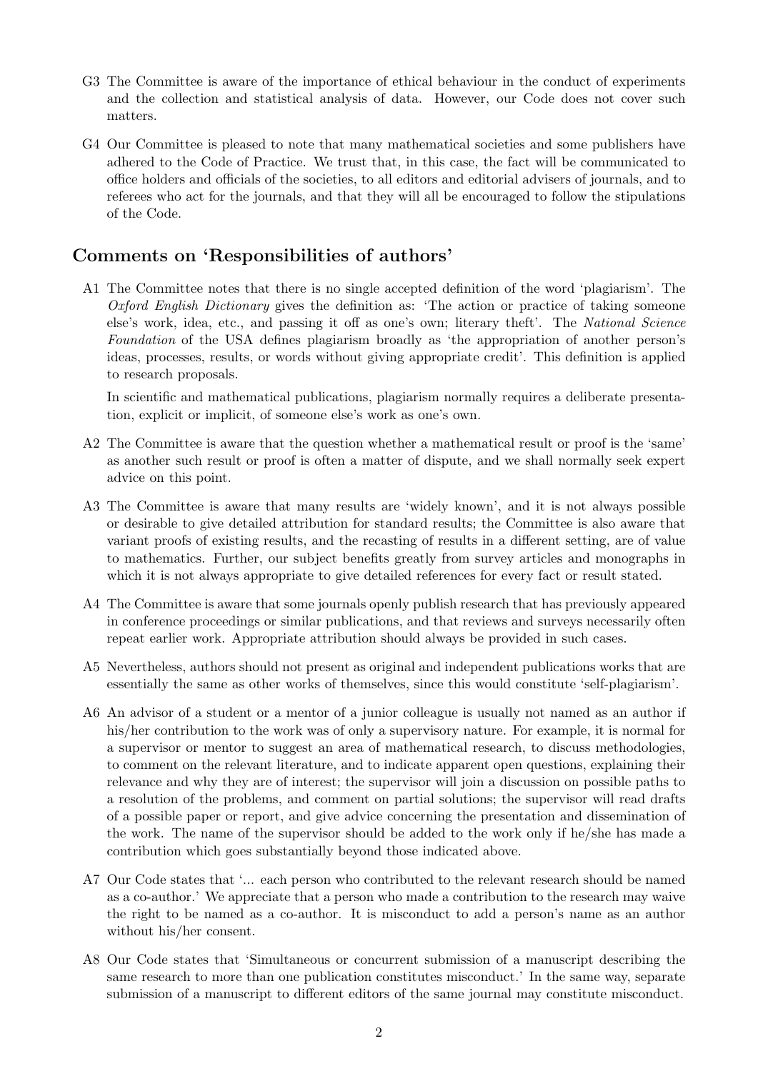G3 The Committee is aware of the importance of ethical behaviour in the conduct of experiments and the collection and statistical analysis of data. However, our Code does not cover such matters.

G4 Our Committee is pleased to note that many mathematical societies and some publishers have adhered to the Code of Practice. We trust that, in this case, the fact will be communicated to office holders and officials of the societies, to all editors and editorial advisers of journals, and to referees who act for the journals, and that they will all be encouraged to follow the stipulations of the Code.

## Comments on 'Responsibilities of authors'

A1 The Committee notes that there is no single accepted definition of the word 'plagiarism'. The *Oxford English Dictionary* gives the definition as: 'The action or practice of taking someone else's work, idea, etc., and passing it off as one's own; literary theft'. The *National Science Foundation* of the USA defines plagiarism broadly as 'the appropriation of another person's ideas, processes, results, or words without giving appropriate credit'. This definition is applied to research proposals.

In scientific and mathematical publications, plagiarism normally requires a deliberate presentation, explicit or implicit, of someone else's work as one's own.

A2 The Committee is aware that the question whether a mathematical result or proof is the 'same' as another such result or proof is often a matter of dispute, and we shall normally seek expert advice on this point.

A3 The Committee is aware that many results are 'widely known', and it is not always possible or desirable to give detailed attribution for standard results; the Committee is also aware that variant proofs of existing results, and the recasting of results in a different setting, are of value to mathematics. Further, our subject benefits greatly from survey articles and monographs in which it is not always appropriate to give detailed references for every fact or result stated.

A4 The Committee is aware that some journals openly publish research that has previously appeared in conference proceedings or similar publications, and that reviews and surveys necessarily often repeat earlier work. Appropriate attribution should always be provided in such cases.

A5 Nevertheless, authors should not present as original and independent publications works that are essentially the same as other works of themselves, since this would constitute 'self-plagiarism'.

A6 An advisor of a student or a mentor of a junior colleague is usually not named as an author if his/her contribution to the work was of only a supervisory nature. For example, it is normal for a supervisor or mentor to suggest an area of mathematical research, to discuss methodologies, to comment on the relevant literature, and to indicate apparent open questions, explaining their relevance and why they are of interest; the supervisor will join a discussion on possible paths to a resolution of the problems, and comment on partial solutions; the supervisor will read drafts of a possible paper or report, and give advice concerning the presentation and dissemination of the work. The name of the supervisor should be added to the work only if he/she has made a contribution which goes substantially beyond those indicated above.

A7 Our Code states that '... each person who contributed to the relevant research should be named as a co-author.' We appreciate that a person who made a contribution to the research may waive the right to be named as a co-author. It is misconduct to add a person's name as an author without his/her consent.

A8 Our Code states that 'Simultaneous or concurrent submission of a manuscript describing the same research to more than one publication constitutes misconduct.' In the same way, separate submission of a manuscript to different editors of the same journal may constitute misconduct.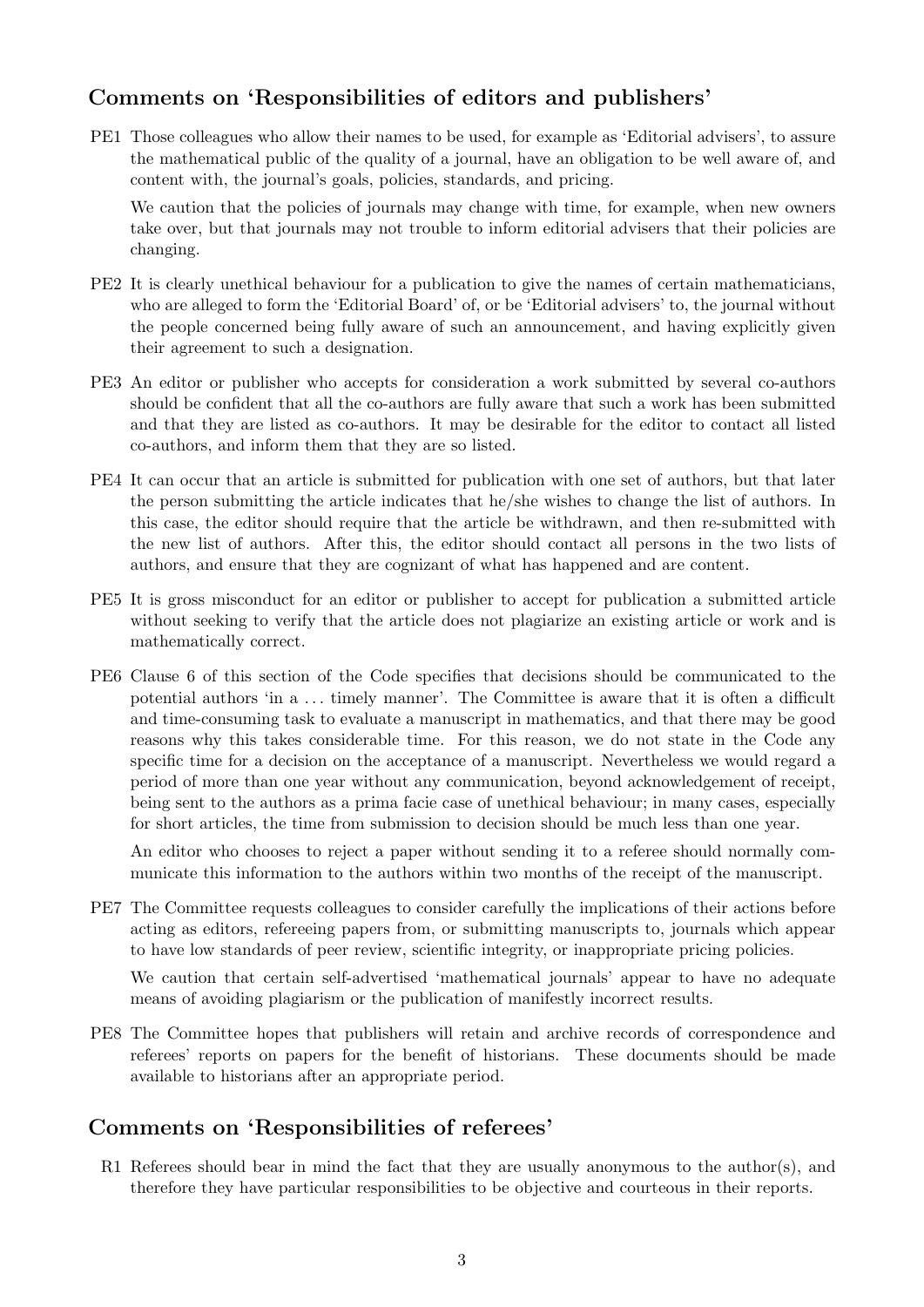## Comments on 'Responsibilities of editors and publishers'

PE1 Those colleagues who allow their names to be used, for example as 'Editorial advisers', to assure the mathematical public of the quality of a journal, have an obligation to be well aware of, and content with, the journal's goals, policies, standards, and pricing.

We caution that the policies of journals may change with time, for example, when new owners take over, but that journals may not trouble to inform editorial advisers that their policies are changing.

PE2 It is clearly unethical behaviour for a publication to give the names of certain mathematicians, who are alleged to form the 'Editorial Board' of, or be 'Editorial advisers' to, the journal without the people concerned being fully aware of such an announcement, and having explicitly given their agreement to such a designation.

PE3 An editor or publisher who accepts for consideration a work submitted by several co-authors should be confident that all the co-authors are fully aware that such a work has been submitted and that they are listed as co-authors. It may be desirable for the editor to contact all listed co-authors, and inform them that they are so listed.

PE4 It can occur that an article is submitted for publication with one set of authors, but that later the person submitting the article indicates that he/she wishes to change the list of authors. In this case, the editor should require that the article be withdrawn, and then re-submitted with the new list of authors. After this, the editor should contact all persons in the two lists of authors, and ensure that they are cognizant of what has happened and are content.

PE5 It is gross misconduct for an editor or publisher to accept for publication a submitted article without seeking to verify that the article does not plagiarize an existing article or work and is mathematically correct.

PE6 Clause 6 of this section of the Code specifies that decisions should be communicated to the potential authors 'in a ... timely manner'. The Committee is aware that it is often a difficult and time-consuming task to evaluate a manuscript in mathematics, and that there may be good reasons why this takes considerable time. For this reason, we do not state in the Code any specific time for a decision on the acceptance of a manuscript. Nevertheless we would regard a period of more than one year without any communication, beyond acknowledgement of receipt, being sent to the authors as a prima facie case of unethical behaviour; in many cases, especially for short articles, the time from submission to decision should be much less than one year.

An editor who chooses to reject a paper without sending it to a referee should normally communicate this information to the authors within two months of the receipt of the manuscript.

PE7 The Committee requests colleagues to consider carefully the implications of their actions before acting as editors, refereeing papers from, or submitting manuscripts to, journals which appear to have low standards of peer review, scientific integrity, or inappropriate pricing policies.

We caution that certain self-advertised 'mathematical journals' appear to have no adequate means of avoiding plagiarism or the publication of manifestly incorrect results.

PE8 The Committee hopes that publishers will retain and archive records of correspondence and referees' reports on papers for the benefit of historians. These documents should be made available to historians after an appropriate period.

## Comments on 'Responsibilities of referees'

R1 Referees should bear in mind the fact that they are usually anonymous to the author(s), and therefore they have particular responsibilities to be objective and courteous in their reports.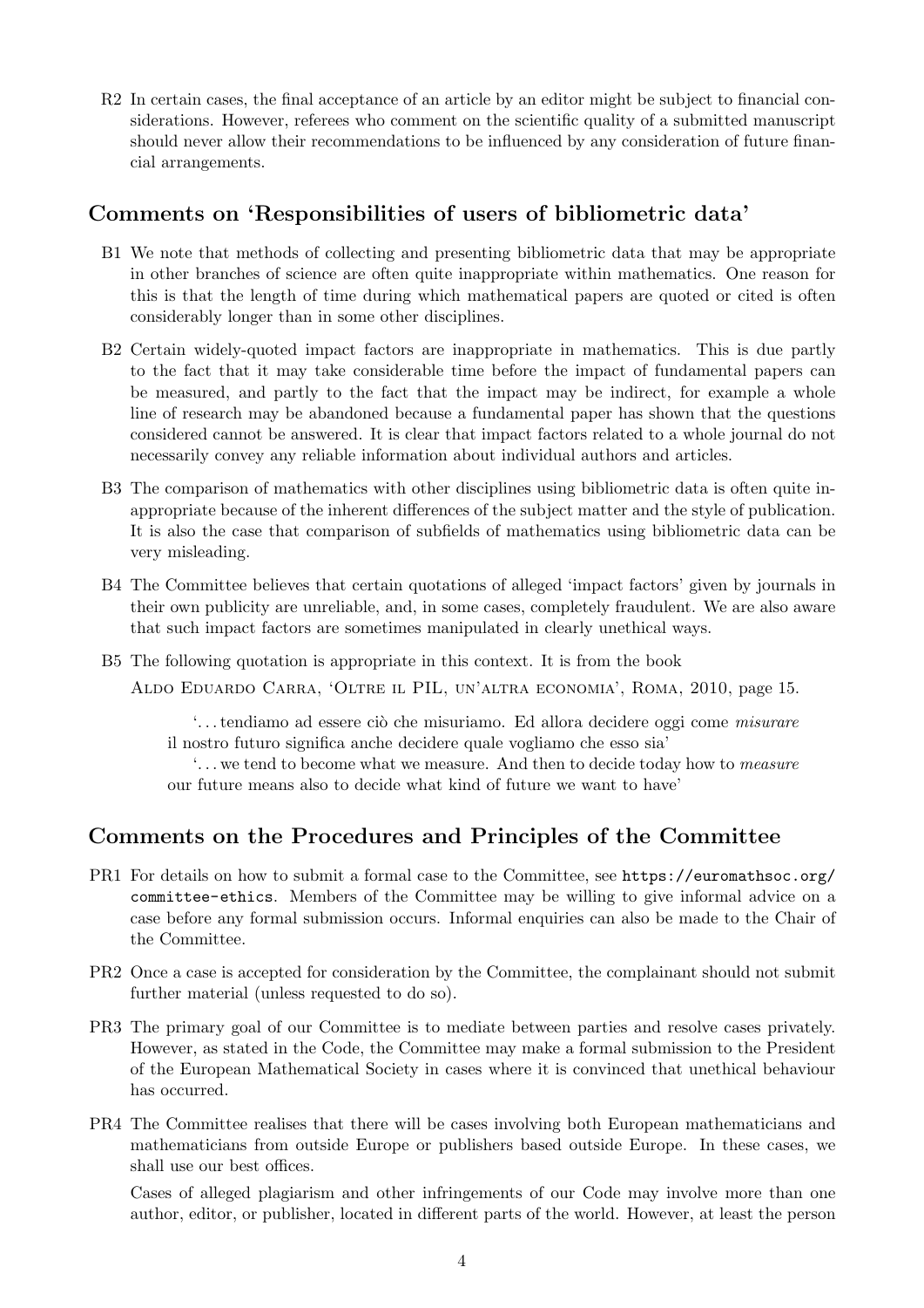R2 In certain cases, the final acceptance of an article by an editor might be subject to financial considerations. However, referees who comment on the scientific quality of a submitted manuscript should never allow their recommendations to be influenced by any consideration of future financial arrangements.

## Comments on 'Responsibilities of users of bibliometric data'

B1 We note that methods of collecting and presenting bibliometric data that may be appropriate in other branches of science are often quite inappropriate within mathematics. One reason for this is that the length of time during which mathematical papers are quoted or cited is often considerably longer than in some other disciplines.

B2 Certain widely-quoted impact factors are inappropriate in mathematics. This is due partly to the fact that it may take considerable time before the impact of fundamental papers can be measured, and partly to the fact that the impact may be indirect, for example a whole line of research may be abandoned because a fundamental paper has shown that the questions considered cannot be answered. It is clear that impact factors related to a whole journal do not necessarily convey any reliable information about individual authors and articles.

B3 The comparison of mathematics with other disciplines using bibliometric data is often quite inappropriate because of the inherent differences of the subject matter and the style of publication. It is also the case that comparison of subfields of mathematics using bibliometric data can be very misleading.

B4 The Committee believes that certain quotations of alleged 'impact factors' given by journals in their own publicity are unreliable, and, in some cases, completely fraudulent. We are also aware that such impact factors are sometimes manipulated in clearly unethical ways.

B5 The following quotation is appropriate in this context. It is from the book

ALDO EDUARDO CARRA, 'OLTRE IL PIL, UN'ALTRA ECONOMIA', ROMA, 2010, page 15.

> '. . . tendiamo ad essere ciò che misuriamo. Ed allora decidere oggi come *misurare* il nostro futuro significa anche decidere quale vogliamo che esso sia'
>
> '. . . we tend to become what we measure. And then to decide today how to *measure* our future means also to decide what kind of future we want to have'

## Comments on the Procedures and Principles of the Committee

PR1 For details on how to submit a formal case to the Committee, see `https://euromathsoc.org/committee-ethics`. Members of the Committee may be willing to give informal advice on a case before any formal submission occurs. Informal enquiries can also be made to the Chair of the Committee.

PR2 Once a case is accepted for consideration by the Committee, the complainant should not submit further material (unless requested to do so).

PR3 The primary goal of our Committee is to mediate between parties and resolve cases privately. However, as stated in the Code, the Committee may make a formal submission to the President of the European Mathematical Society in cases where it is convinced that unethical behaviour has occurred.

PR4 The Committee realises that there will be cases involving both European mathematicians and mathematicians from outside Europe or publishers based outside Europe. In these cases, we shall use our best offices.

Cases of alleged plagiarism and other infringements of our Code may involve more than one author, editor, or publisher, located in different parts of the world. However, at least the person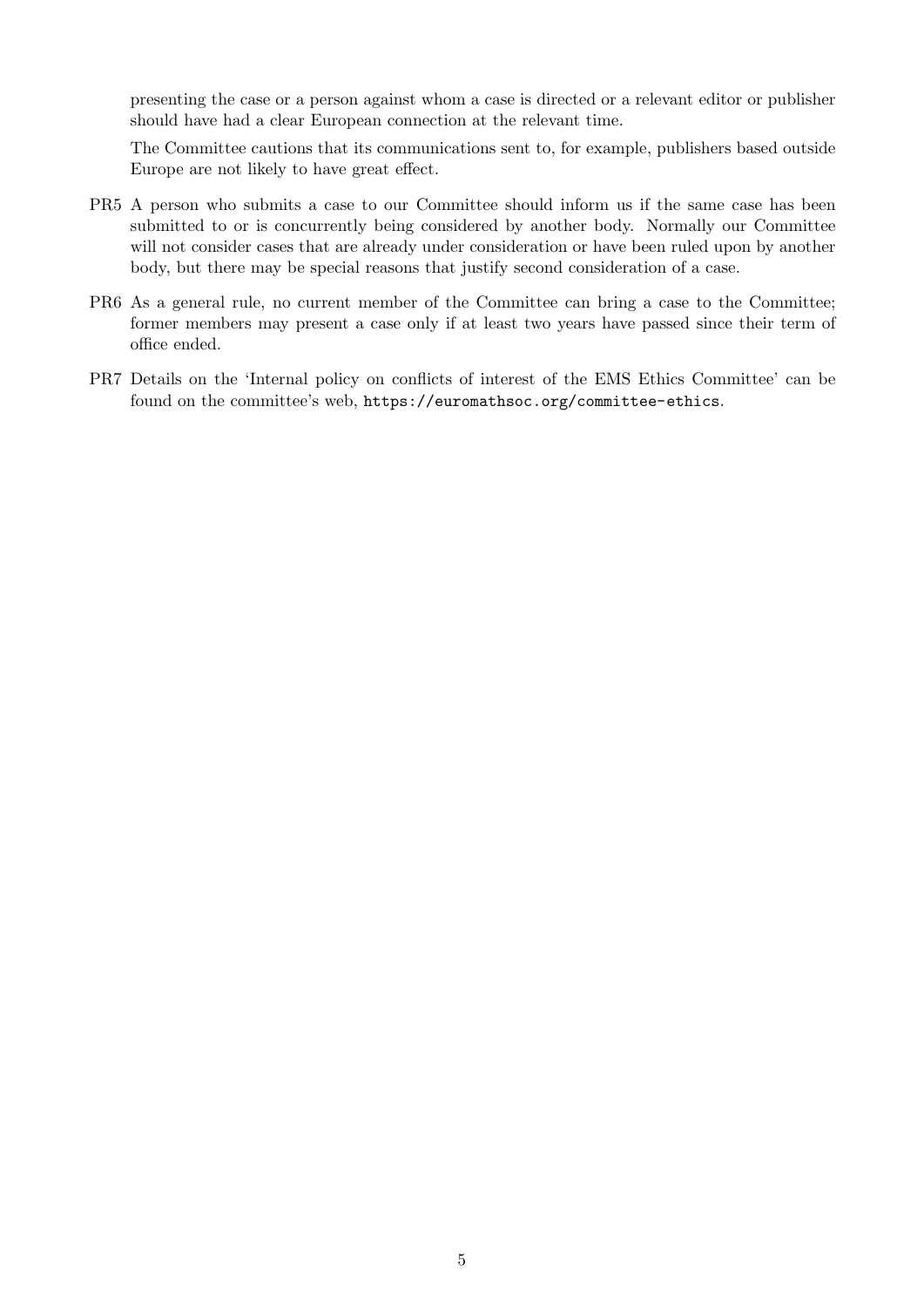presenting the case or a person against whom a case is directed or a relevant editor or publisher should have had a clear European connection at the relevant time.

The Committee cautions that its communications sent to, for example, publishers based outside Europe are not likely to have great effect.

PR5 A person who submits a case to our Committee should inform us if the same case has been submitted to or is concurrently being considered by another body. Normally our Committee will not consider cases that are already under consideration or have been ruled upon by another body, but there may be special reasons that justify second consideration of a case.

PR6 As a general rule, no current member of the Committee can bring a case to the Committee; former members may present a case only if at least two years have passed since their term of office ended.

PR7 Details on the 'Internal policy on conflicts of interest of the EMS Ethics Committee' can be found on the committee's web, `https://euromathsoc.org/committee-ethics`.